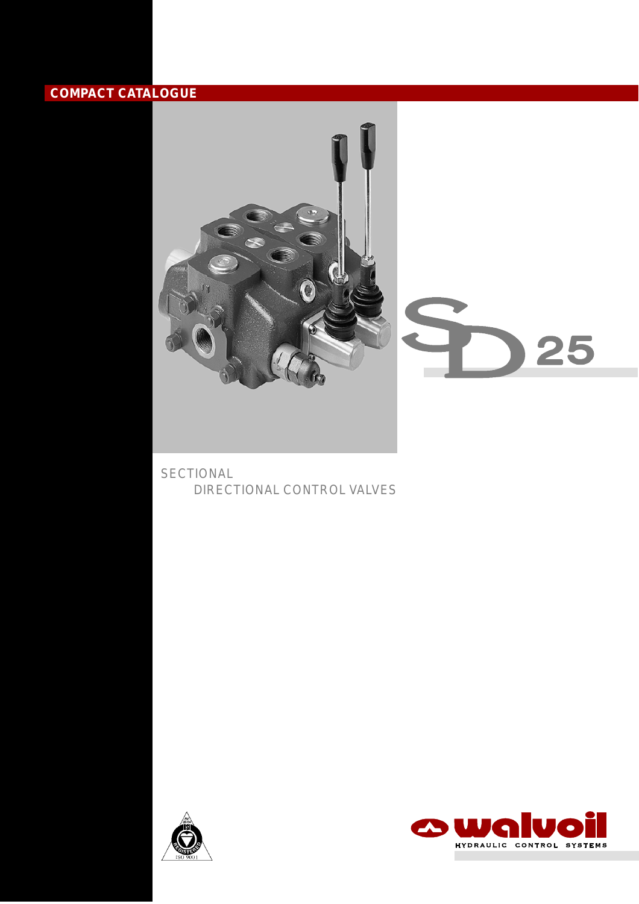**COMPACT CATALOGUE**

# SD25

SECTIONAL
DIRECTIONAL CONTROL VALVES

ISO 9001

walvoil
HYDRAULIC CONTROL SYSTEMS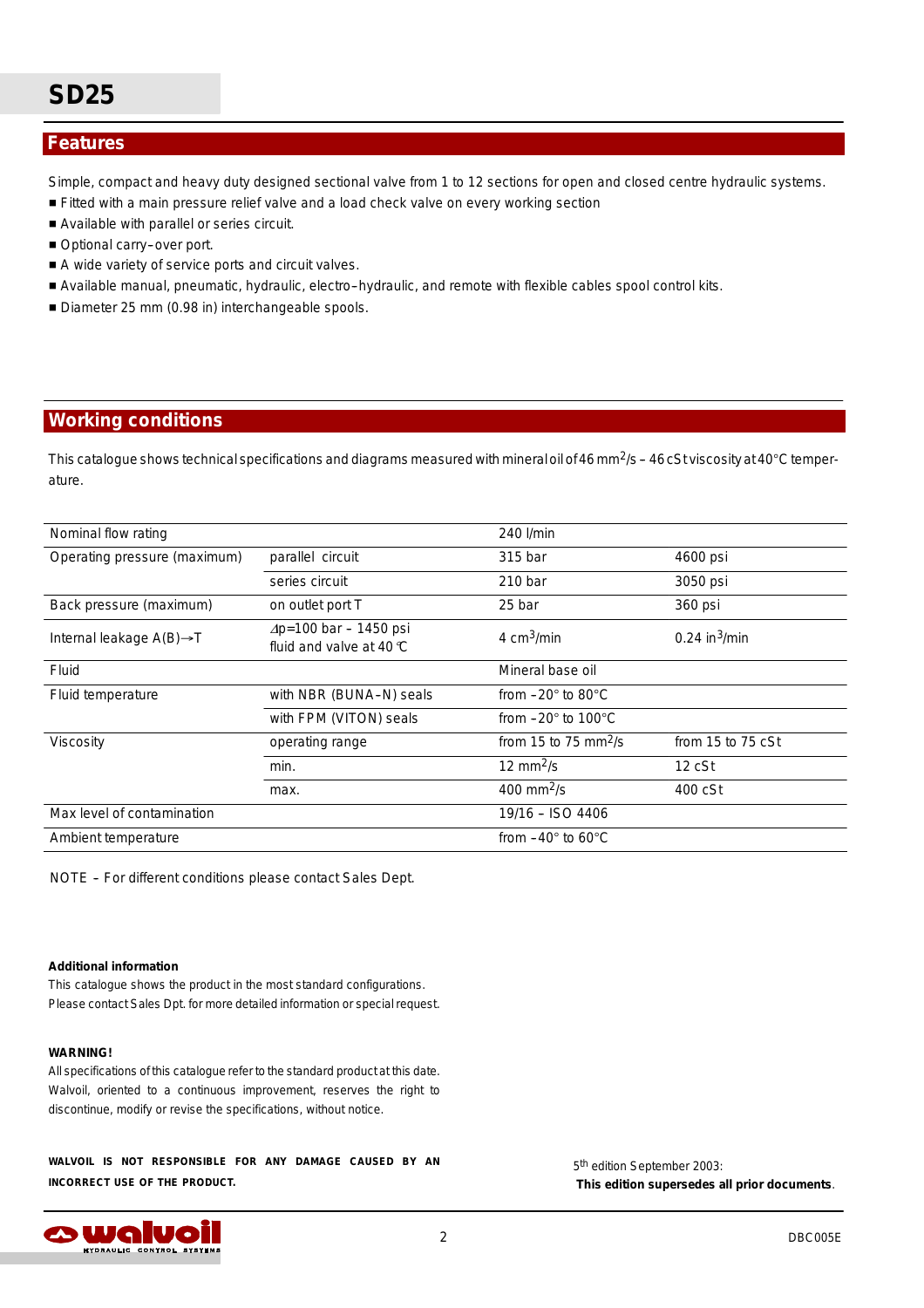# SD25

## Features

Simple, compact and heavy duty designed sectional valve from 1 to 12 sections for open and closed centre hydraulic systems.

- Fitted with a main pressure relief valve and a load check valve on every working section
- Available with parallel or series circuit.
- Optional carry–over port.
- A wide variety of service ports and circuit valves.
- Available manual, pneumatic, hydraulic, electro–hydraulic, and remote with flexible cables spool control kits.
- Diameter 25 mm (0.98 in) interchangeable spools.

## Working conditions

This catalogue shows technical specifications and diagrams measured with mineral oil of 46 $mm^2/s$ – 46 cSt viscosity at 40°C temperature.

| | | | |
|---|---|---|---|
| Nominal flow rating | | 240 l/min | |
| Operating pressure (maximum) | parallel circuit | 315 bar | 4600 psi |
| | series circuit | 210 bar | 3050 psi |
| Back pressure (maximum) | on outlet port T | 25 bar | 360 psi |
| Internal leakage A(B)→T | $\Delta p$=100 bar – 1450 psi fluid and valve at 40 °C | 4 $cm^3$/min | 0.24 $in^3$/min |
| Fluid | | Mineral base oil | |
| Fluid temperature | with NBR (BUNA–N) seals | from –20° to 80°C | |
| | with FPM (VITON) seals | from –20° to 100°C | |
| Viscosity | operating range | from 15 to 75 $mm^2/s$ | from 15 to 75 cSt |
| | min. | 12 $mm^2/s$ | 12 cSt |
| | max. | 400 $mm^2/s$ | 400 cSt |
| Max level of contamination | | 19/16 – ISO 4406 | |
| Ambient temperature | | from –40° to 60°C | |

NOTE – For different conditions please contact Sales Dept.

**Additional information**

This catalogue shows the product in the most standard configurations.
Please contact Sales Dpt. for more detailed information or special request.

**WARNING!**

All specifications of this catalogue refer to the standard product at this date. Walvoil, oriented to a continuous improvement, reserves the right to discontinue, modify or revise the specifications, without notice.

**WALVOIL IS NOT RESPONSIBLE FOR ANY DAMAGE CAUSED BY AN INCORRECT USE OF THE PRODUCT.**

5th edition September 2003:
**This edition supersedes all prior documents**.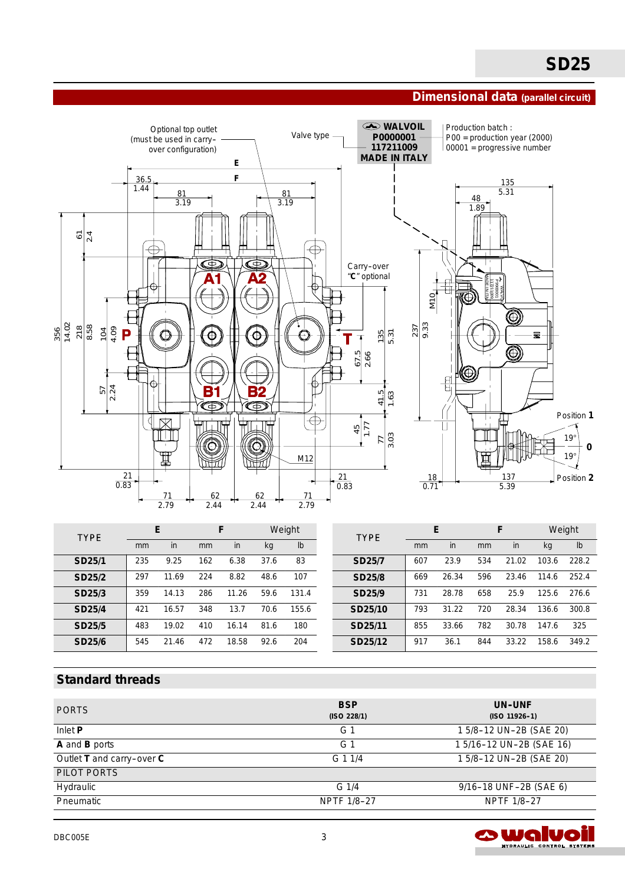## Dimensional data (parallel circuit)

Optional top outlet (must be used in carry-over configuration)

Valve type

WALVOIL P0000001 117211009 MADE IN ITALY

Production batch :
P00 = production year (2000)
00001 = progressive number

Carry-over "C" optional

Position 1

Position 2

| TYPE | E | | F | | Weight | |
|---|---|---|---|---|---|---|
| | mm | in | mm | in | kg | lb |
| **SD25/1** | 235 | 9.25 | 162 | 6.38 | 37.6 | 83 |
| **SD25/2** | 297 | 11.69 | 224 | 8.82 | 48.6 | 107 |
| **SD25/3** | 359 | 14.13 | 286 | 11.26 | 59.6 | 131.4 |
| **SD25/4** | 421 | 16.57 | 348 | 13.7 | 70.6 | 155.6 |
| **SD25/5** | 483 | 19.02 | 410 | 16.14 | 81.6 | 180 |
| **SD25/6** | 545 | 21.46 | 472 | 18.58 | 92.6 | 204 |

| TYPE | E | | F | | Weight | |
|---|---|---|---|---|---|---|
| | mm | in | mm | in | kg | lb |
| **SD25/7** | 607 | 23.9 | 534 | 21.02 | 103.6 | 228.2 |
| **SD25/8** | 669 | 26.34 | 596 | 23.46 | 114.6 | 252.4 |
| **SD25/9** | 731 | 28.78 | 658 | 25.9 | 125.6 | 276.6 |
| **SD25/10** | 793 | 31.22 | 720 | 28.34 | 136.6 | 300.8 |
| **SD25/11** | 855 | 33.66 | 782 | 30.78 | 147.6 | 325 |
| **SD25/12** | 917 | 36.1 | 844 | 33.22 | 158.6 | 349.2 |

## Standard threads

| PORTS | **BSP** (ISO 228/1) | **UN-UNF** (ISO 11926-1) |
|---|---|---|
| Inlet **P** | G 1 | 1 5/8-12 UN-2B (SAE 20) |
| **A** and **B** ports | G 1 | 1 5/16-12 UN-2B (SAE 16) |
| Outlet **T** and carry-over **C** | G 1 1/4 | 1 5/8-12 UN-2B (SAE 20) |
| PILOT PORTS | | |
| Hydraulic | G 1/4 | 9/16-18 UNF-2B (SAE 6) |
| Pneumatic | NPTF 1/8-27 | NPTF 1/8-27 |

DBC005E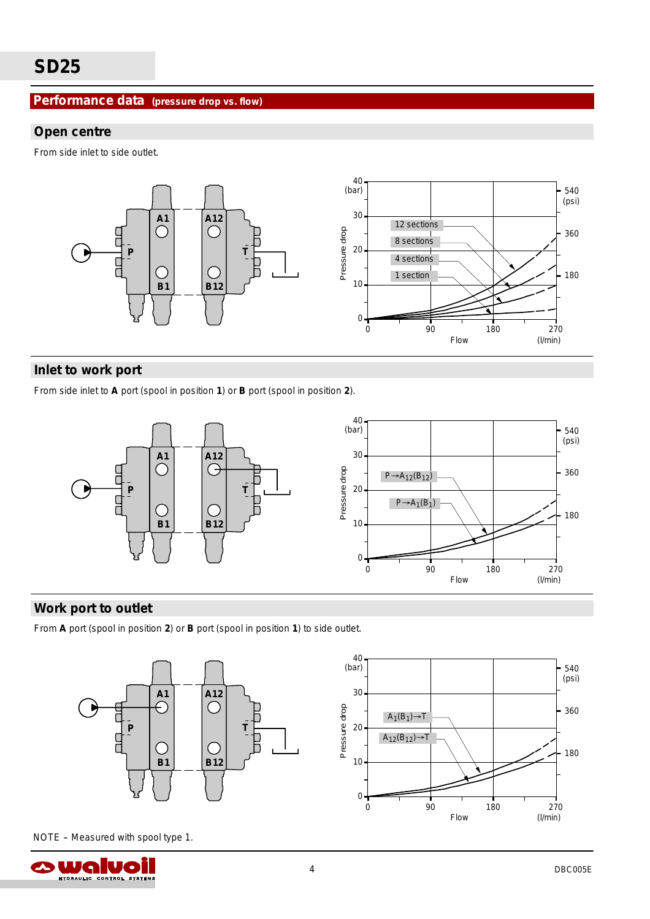# SD25

## Performance data (pressure drop vs. flow)

### Open centre

From side inlet to side outlet.

### Inlet to work port

From side inlet to **A** port (spool in position **1**) or **B** port (spool in position **2**).

### Work port to outlet

From **A** port (spool in position **2**) or **B** port (spool in position **1**) to side outlet.

NOTE – Measured with spool type 1.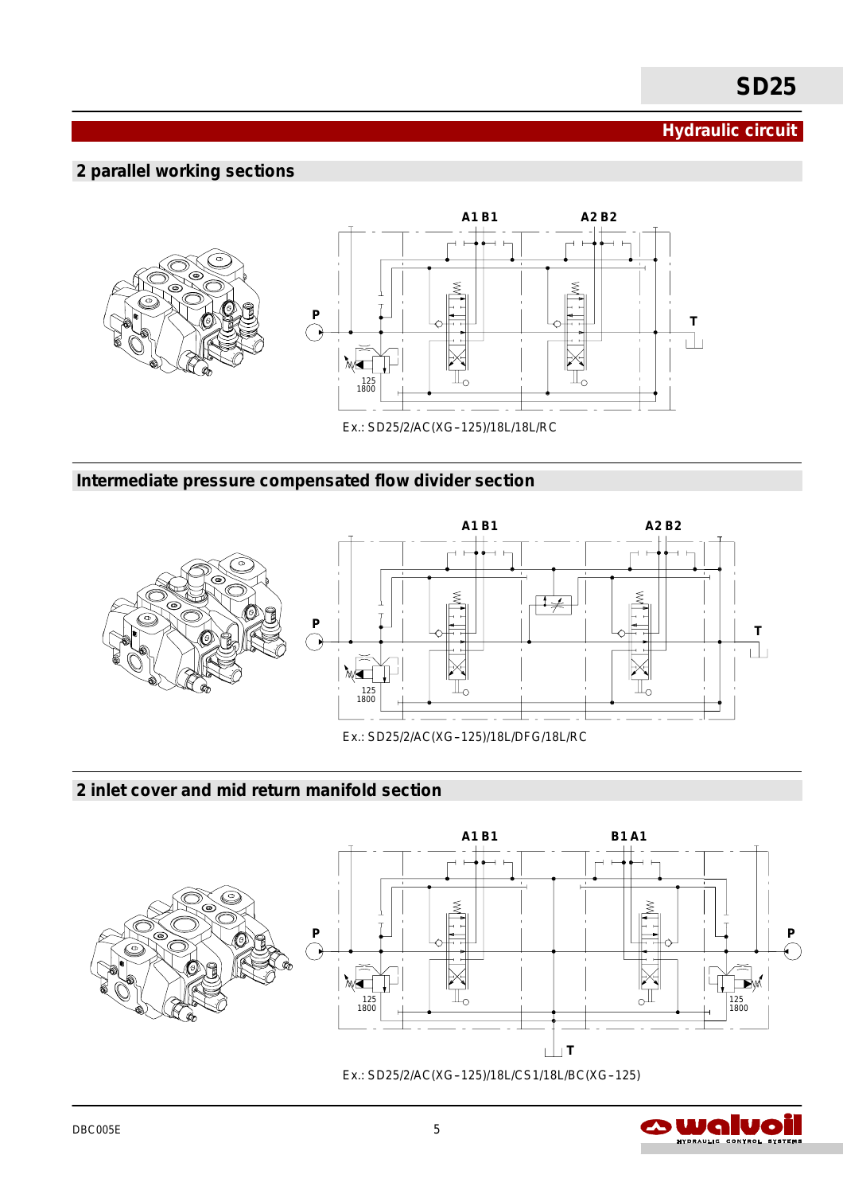# Hydraulic circuit

## 2 parallel working sections

A1 B1 A2 B2

P T

125
1800

Ex.: SD25/2/AC(XG–125)/18L/18L/RC

## Intermediate pressure compensated flow divider section

A1 B1 A2 B2

P T

125
1800

Ex.: SD25/2/AC(XG–125)/18L/DFG/18L/RC

## 2 inlet cover and mid return manifold section

A1 B1 B1 A1

P P

125
1800

125
1800

T

Ex.: SD25/2/AC(XG–125)/18L/CS1/18L/BC(XG–125)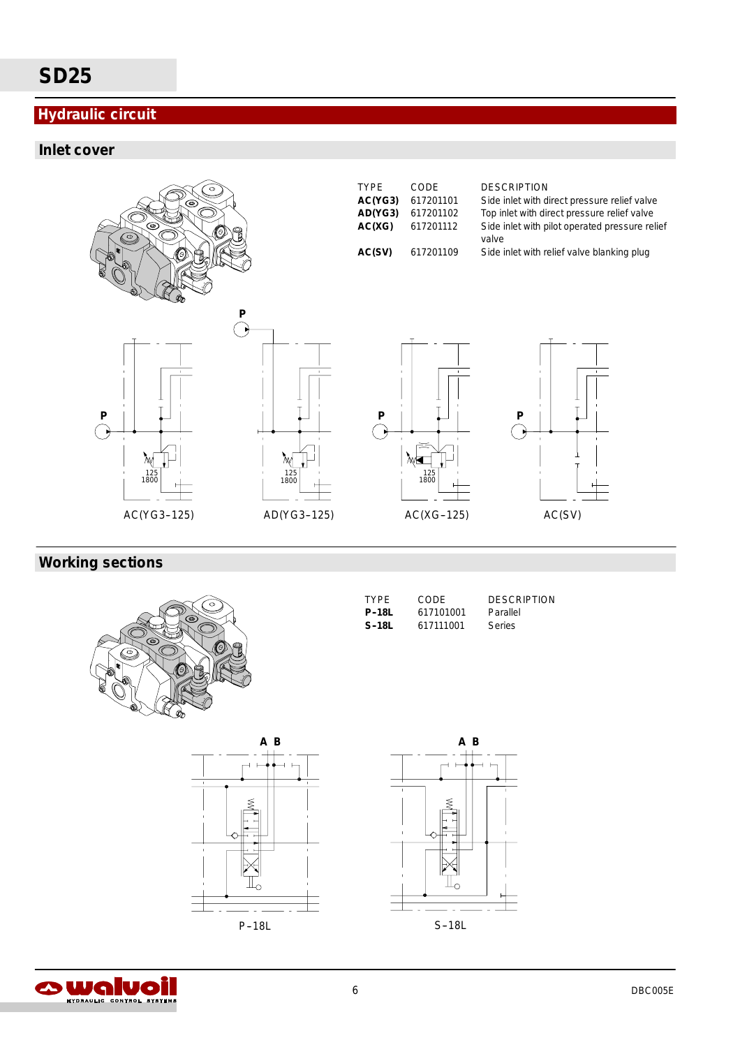# SD25

## Hydraulic circuit

### Inlet cover

| TYPE | CODE | DESCRIPTION |
|---|---|---|
| **AC(YG3)** | 617201101 | Side inlet with direct pressure relief valve |
| **AD(YG3)** | 617201102 | Top inlet with direct pressure relief valve |
| **AC(XG)** | 617201112 | Side inlet with pilot operated pressure relief valve |
| **AC(SV)** | 617201109 | Side inlet with relief valve blanking plug |

P

P 125 1800 AC(YG3-125)

125 1800 AD(YG3-125)

P 125 1800 AC(XG-125)

P AC(SV)

### Working sections

| TYPE | CODE | DESCRIPTION |
|---|---|---|
| **P-18L** | 617101001 | Parallel |
| **S-18L** | 617111001 | Series |

A B P-18L

A B S-18L

DBC005E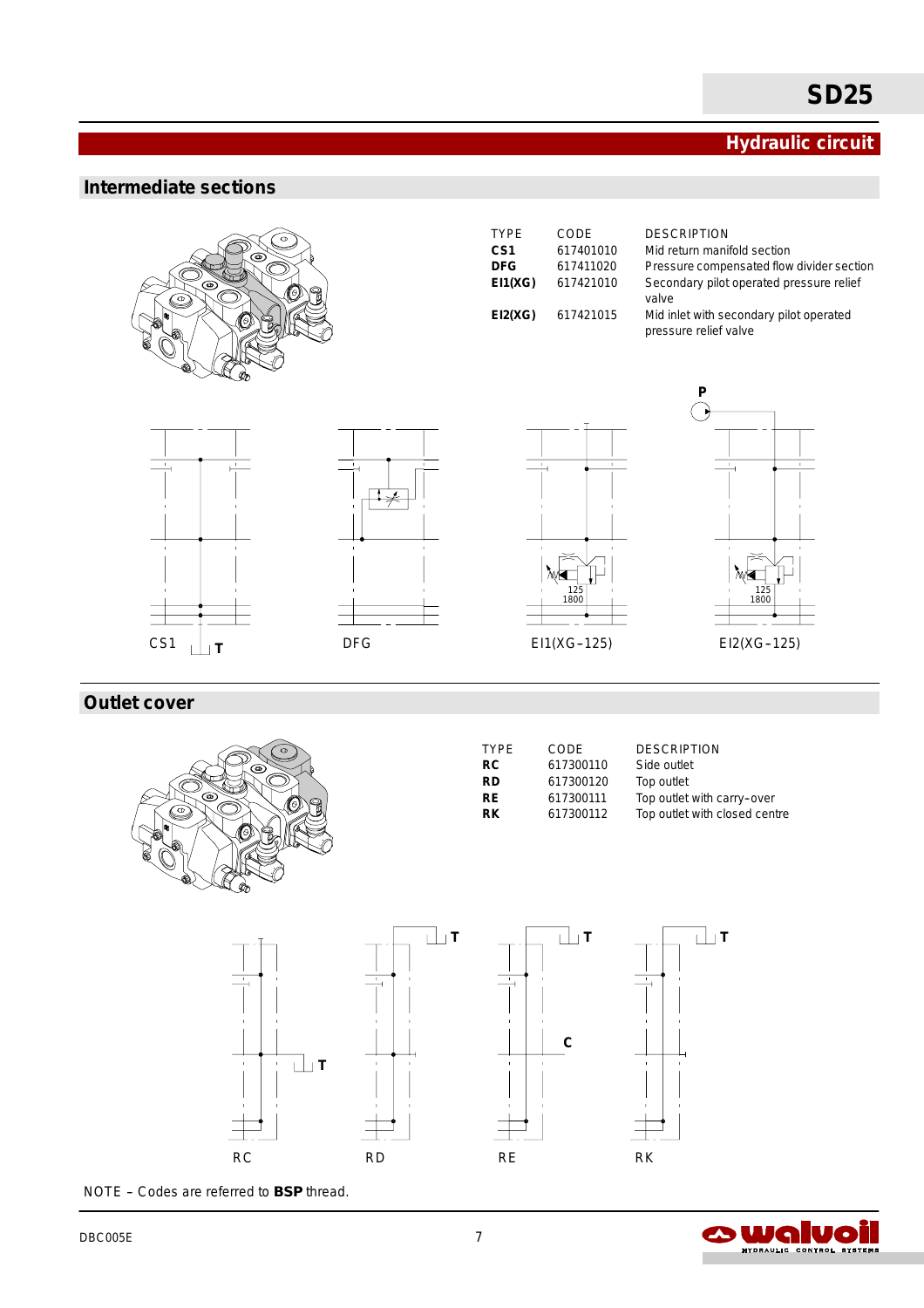## Hydraulic circuit

### Intermediate sections

| TYPE | CODE | DESCRIPTION |
|---|---|---|
| **CS1** | 617401010 | Mid return manifold section |
| **DFG** | 617411020 | Pressure compensated flow divider section |
| **EI1(XG)** | 617421010 | Secondary pilot operated pressure relief valve |
| **EI2(XG)** | 617421015 | Mid inlet with secondary pilot operated pressure relief valve |

P

125
1800

125
1800

CS1 T

DFG

EI1(XG–125)

EI2(XG–125)

### Outlet cover

| TYPE | CODE | DESCRIPTION |
|---|---|---|
| **RC** | 617300110 | Side outlet |
| **RD** | 617300120 | Top outlet |
| **RE** | 617300111 | Top outlet with carry–over |
| **RK** | 617300112 | Top outlet with closed centre |

T T T T C

RC RD RE RK

NOTE – Codes are referred to **BSP** thread.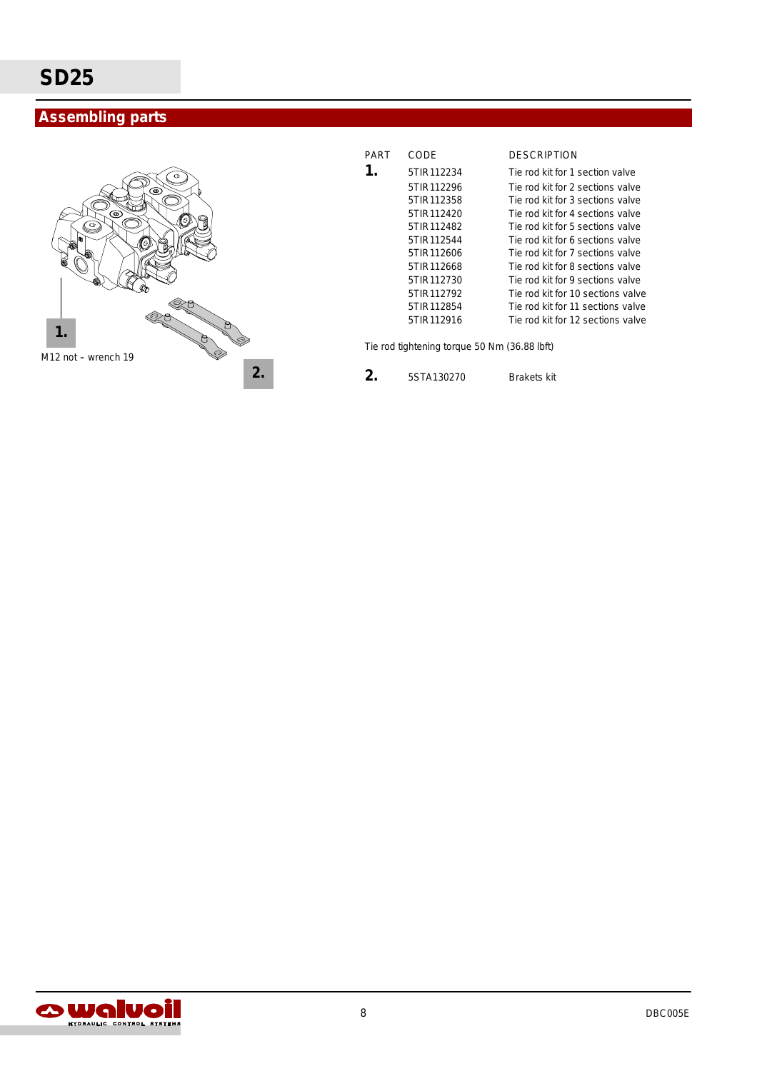# SD25

## Assembling parts

1.

M12 not – wrench 19

2.

| PART | CODE | DESCRIPTION |
|---|---|---|
| **1.** | 5TIR112234 | Tie rod kit for 1 section valve |
| | 5TIR112296 | Tie rod kit for 2 sections valve |
| | 5TIR112358 | Tie rod kit for 3 sections valve |
| | 5TIR112420 | Tie rod kit for 4 sections valve |
| | 5TIR112482 | Tie rod kit for 5 sections valve |
| | 5TIR112544 | Tie rod kit for 6 sections valve |
| | 5TIR112606 | Tie rod kit for 7 sections valve |
| | 5TIR112668 | Tie rod kit for 8 sections valve |
| | 5TIR112730 | Tie rod kit for 9 sections valve |
| | 5TIR112792 | Tie rod kit for 10 sections valve |
| | 5TIR112854 | Tie rod kit for 11 sections valve |
| | 5TIR112916 | Tie rod kit for 12 sections valve |

Tie rod tightening torque 50 Nm (36.88 lbft)

| PART | CODE | DESCRIPTION |
|---|---|---|
| **2.** | 5STA130270 | Brakets kit |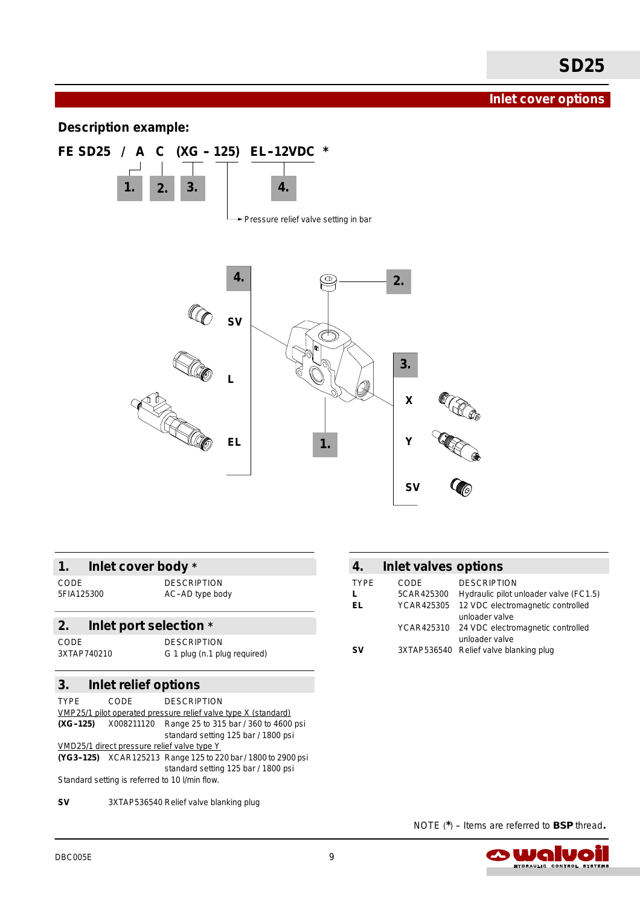# Inlet cover options

## Description example:

**FE SD25 / A C (XG – 125) EL–12VDC \***

1. 2. 3. 4.

Pressure relief valve setting in bar

4. SV L EL

2.

1.

3. X Y SV

## 1. Inlet cover body *

| CODE | DESCRIPTION |
|---|---|
| 5FIA125300 | AC–AD type body |

## 2. Inlet port selection *

| CODE | DESCRIPTION |
|---|---|
| 3XTAP740210 | G 1 plug (n.1 plug required) |

## 3. Inlet relief options

| TYPE | CODE | DESCRIPTION |
|---|---|---|
| VMP25/1 pilot operated pressure relief valve type X (standard) | | |
| **(XG–125)** | X008211120 | Range 25 to 315 bar / 360 to 4600 psi standard setting 125 bar / 1800 psi |
| VMD25/1 direct pressure relief valve type Y | | |
| **(YG3–125)** | XCAR125213 | Range 125 to 220 bar / 1800 to 2900 psi standard setting 125 bar / 1800 psi |

Standard setting is referred to 10 l/min flow.

| | | |
|---|---|---|
| **SV** | 3XTAP536540 | Relief valve blanking plug |

## 4. Inlet valves options

| TYPE | CODE | DESCRIPTION |
|---|---|---|
| **L** | 5CAR425300 | Hydraulic pilot unloader valve (FC1.5) |
| **EL** | YCAR425305 | 12 VDC electromagnetic controlled unloader valve |
| | YCAR425310 | 24 VDC electromagnetic controlled unloader valve |
| **SV** | 3XTAP536540 | Relief valve blanking plug |

NOTE (\*) – Items are referred to **BSP** thread.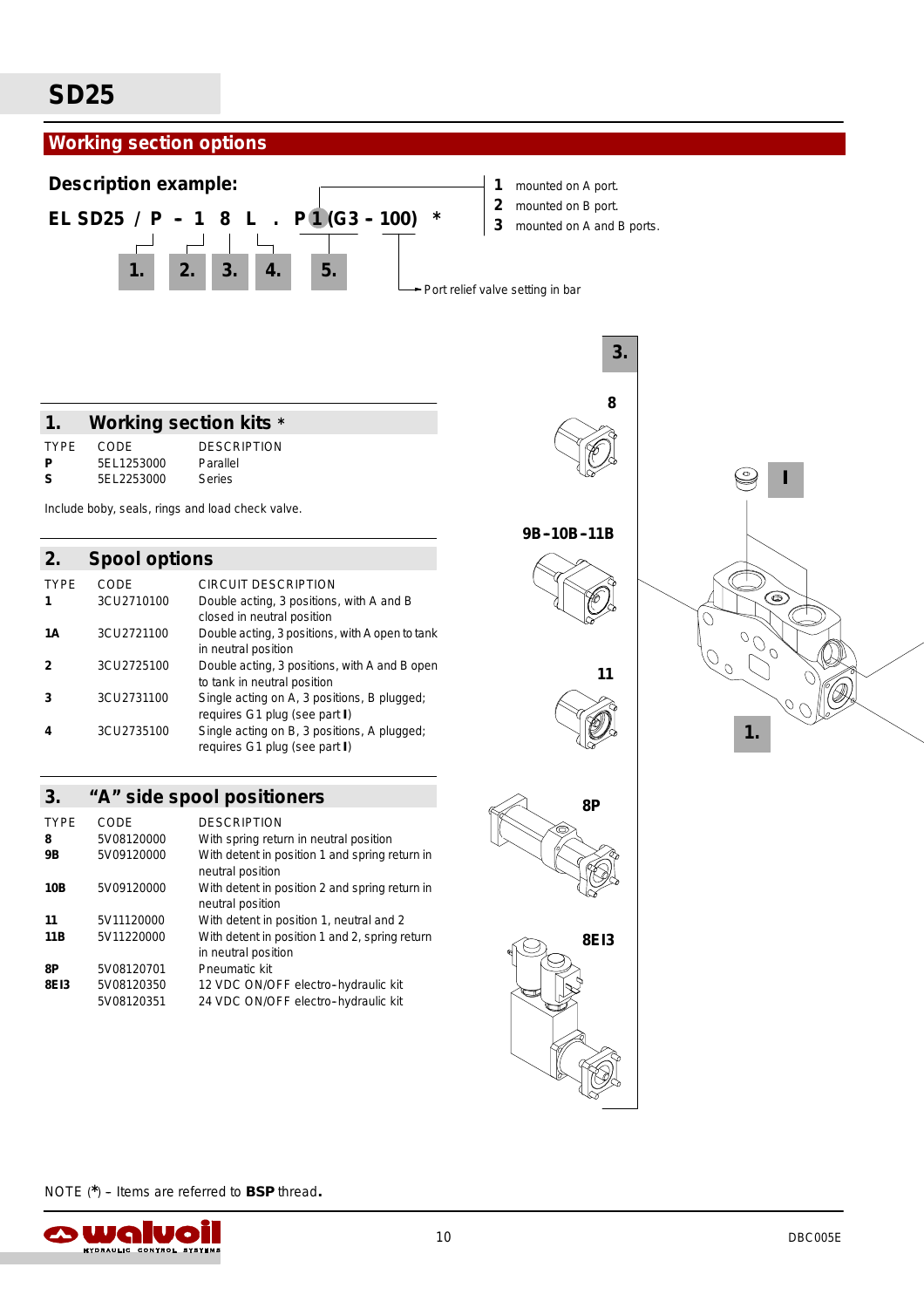# SD25

## Working section options

**Description example:**

**EL SD25 / P – 1 8 L . P 1 (G3 - 100) ***

1. 2. 3. 4. 5.

- **1** mounted on A port.
- **2** mounted on B port.
- **3** mounted on A and B ports.

Port relief valve setting in bar

### 1. Working section kits *

| TYPE | CODE | DESCRIPTION |
|---|---|---|
| **P** | 5EL1253000 | Parallel |
| **S** | 5EL2253000 | Series |

Include boby, seals, rings and load check valve.

### 2. Spool options

| TYPE | CODE | CIRCUIT DESCRIPTION |
|---|---|---|
| **1** | 3CU2710100 | Double acting, 3 positions, with A and B closed in neutral position |
| **1A** | 3CU2721100 | Double acting, 3 positions, with A open to tank in neutral position |
| **2** | 3CU2725100 | Double acting, 3 positions, with A and B open to tank in neutral position |
| **3** | 3CU2731100 | Single acting on A, 3 positions, B plugged; requires G1 plug (see part **I**) |
| **4** | 3CU2735100 | Single acting on B, 3 positions, A plugged; requires G1 plug (see part **I**) |

### 3. "A" side spool positioners

| TYPE | CODE | DESCRIPTION |
|---|---|---|
| **8** | 5V08120000 | With spring return in neutral position |
| **9B** | 5V09120000 | With detent in position 1 and spring return in neutral position |
| **10B** | 5V09120000 | With detent in position 2 and spring return in neutral position |
| **11** | 5V11120000 | With detent in position 1, neutral and 2 |
| **11B** | 5V11220000 | With detent in position 1 and 2, spring return in neutral position |
| **8P** | 5V08120701 | Pneumatic kit |
| **8EI3** | 5V08120350 | 12 VDC ON/OFF electro-hydraulic kit |
| | 5V08120351 | 24 VDC ON/OFF electro-hydraulic kit |

3. — 8 — 9B-10B-11B — 11 — 8P — 8EI3 — I — 1.

NOTE (*) – Items are referred to **BSP** thread.

DBC005E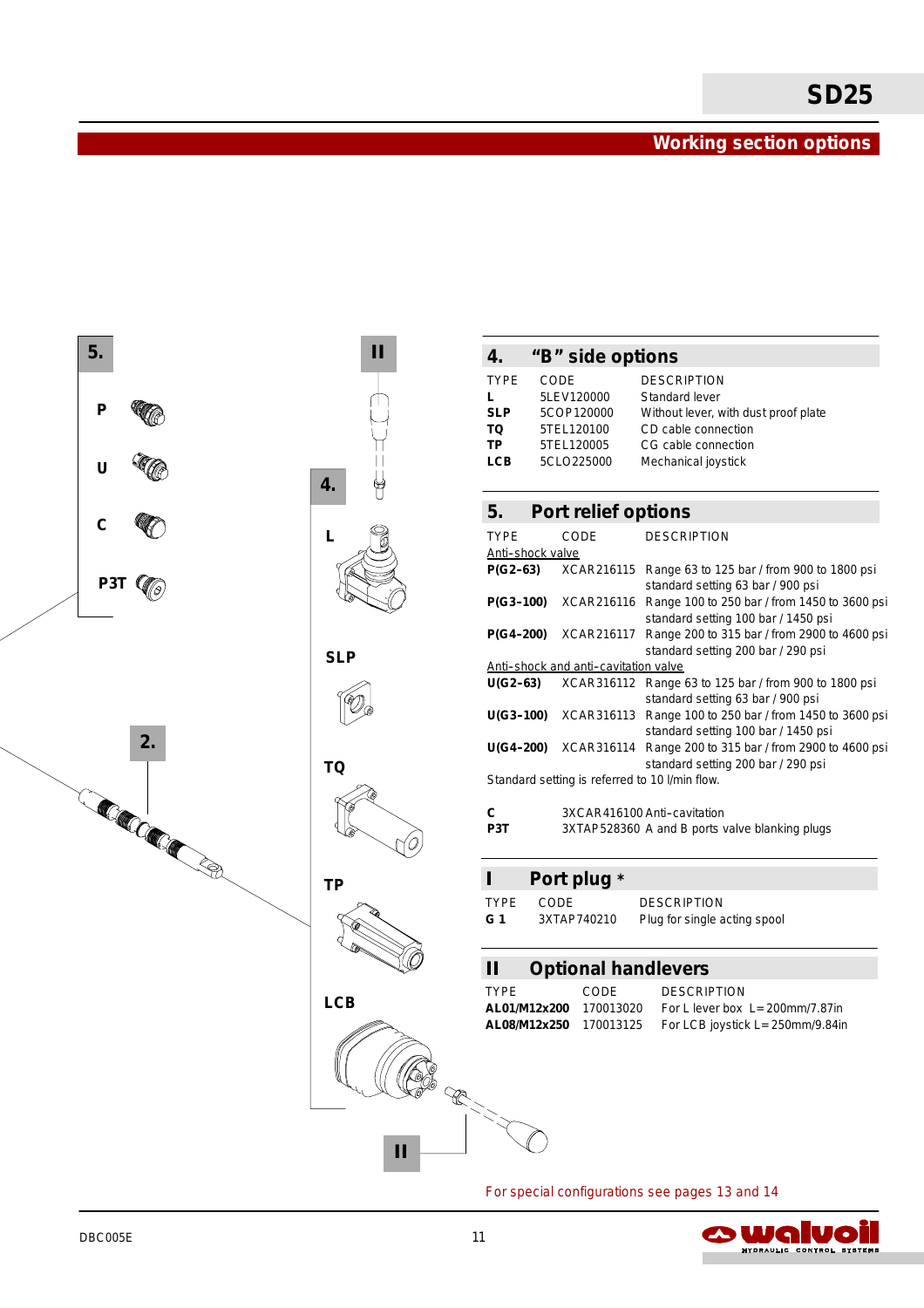# SD25

## Working section options

### 4. “B” side options

| TYPE | CODE | DESCRIPTION |
|---|---|---|
| **L** | 5LEV120000 | Standard lever |
| **SLP** | 5COP120000 | Without lever, with dust proof plate |
| **TQ** | 5TEL120100 | CD cable connection |
| **TP** | 5TEL120005 | CG cable connection |
| **LCB** | 5CLO225000 | Mechanical joystick |

### 5. Port relief options

| TYPE | CODE | DESCRIPTION |
|---|---|---|
| Anti-shock valve | | |
| **P(G2-63)** | XCAR216115 | Range 63 to 125 bar / from 900 to 1800 psi standard setting 63 bar / 900 psi |
| **P(G3-100)** | XCAR216116 | Range 100 to 250 bar / from 1450 to 3600 psi standard setting 100 bar / 1450 psi |
| **P(G4-200)** | XCAR216117 | Range 200 to 315 bar / from 2900 to 4600 psi standard setting 200 bar / 290 psi |
| Anti-shock and anti-cavitation valve | | |
| **U(G2-63)** | XCAR316112 | Range 63 to 125 bar / from 900 to 1800 psi standard setting 63 bar / 900 psi |
| **U(G3-100)** | XCAR316113 | Range 100 to 250 bar / from 1450 to 3600 psi standard setting 100 bar / 1450 psi |
| **U(G4-200)** | XCAR316114 | Range 200 to 315 bar / from 2900 to 4600 psi standard setting 200 bar / 290 psi |

Standard setting is referred to 10 l/min flow.

| | | |
|---|---|---|
| **C** | 3XCAR416100 | Anti-cavitation |
| **P3T** | 3XTAP528360 | A and B ports valve blanking plugs |

### I Port plug *

| TYPE | CODE | DESCRIPTION |
|---|---|---|
| **G 1** | 3XTAP740210 | Plug for single acting spool |

### II Optional handlevers

| TYPE | CODE | DESCRIPTION |
|---|---|---|
| **AL01/M12x200** | 170013020 | For L lever box L=200mm/7.87in |
| **AL08/M12x250** | 170013125 | For LCB joystick L=250mm/9.84in |

For special configurations see pages 13 and 14

DBC005E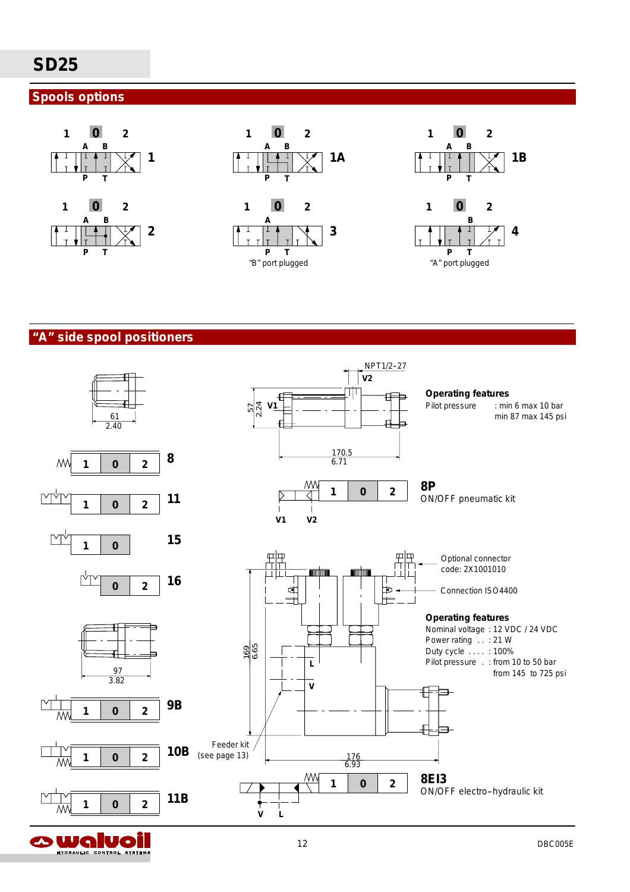# SD25

## Spools options

1 0 2
A B
P T
**1**

1 0 2
A B
P T
**1A**

1 0 2
A B
P T
**1B**

1 0 2
A B
P T
**2**

1 0 2
A
P T
**3**
"B" port plugged

1 0 2
B
P T
**4**
"A" port plugged

## "A" side spool positioners

61
2.40

1 0 2 **8**

1 0 2 **11**

1 0 **15**

0 2 **16**

97
3.82

1 0 2 **9B**

1 0 2 **10B**

1 0 2 **11B**

NPT1/2-27
V2
V1
57
2.24
170.5
6.71

**Operating features**
Pilot pressure : min 6 max 10 bar
min 87 max 145 psi

V1 V2
1 0 2
**8P**
ON/OFF pneumatic kit

Optional connector code: 2X1001010

Connection ISO4400

**Operating features**
Nominal voltage : 12 VDC / 24 VDC
Power rating . . : 21 W
Duty cycle . . . . : 100%
Pilot pressure . : from 10 to 50 bar
from 145 to 725 psi

169
6.65
L
V
Feeder kit
(see page 13)
176
6.93

V L
1 0 2
**8EI3**
ON/OFF electro–hydraulic kit

DBC005E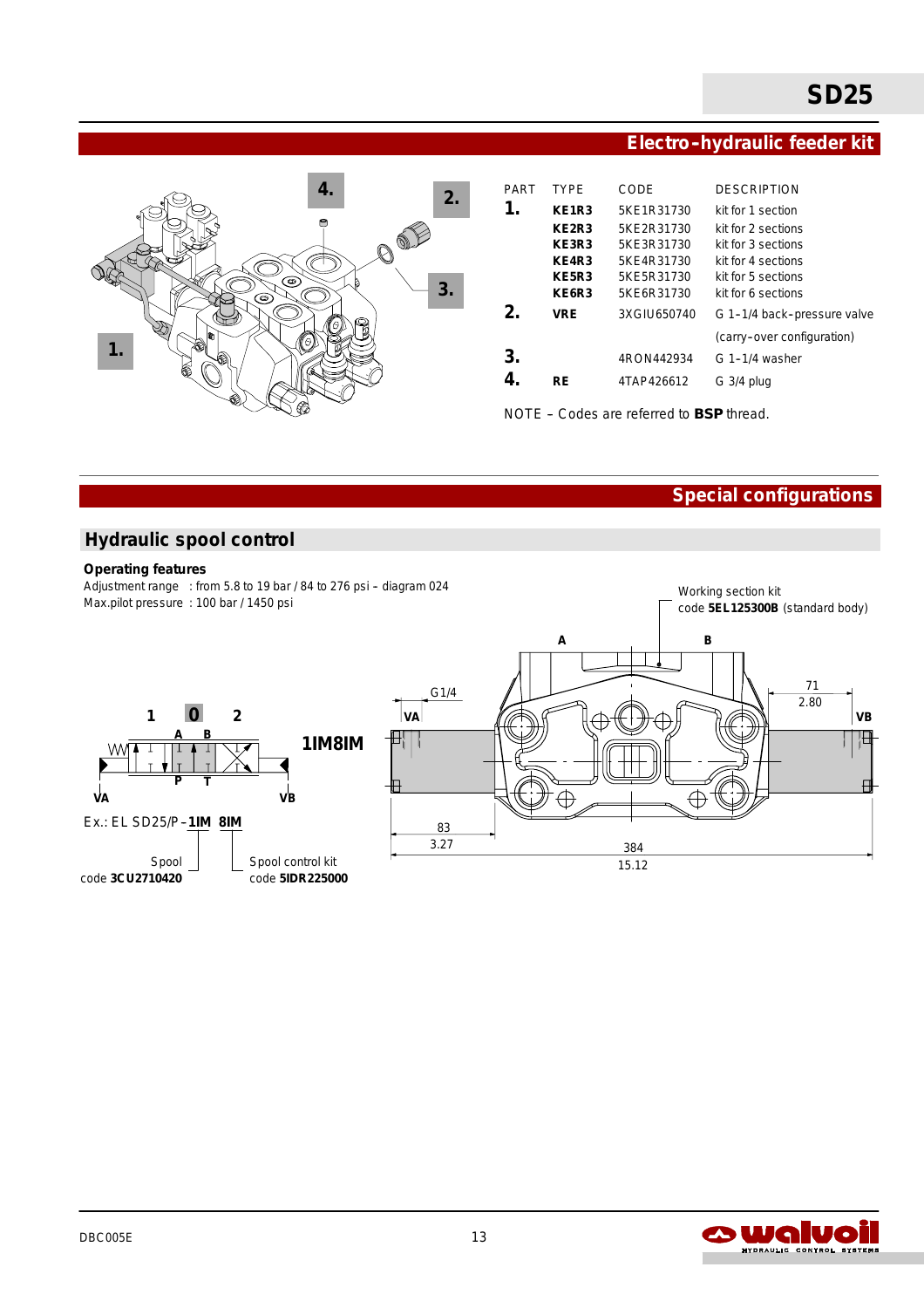## Electro-hydraulic feeder kit

| PART | TYPE | CODE | DESCRIPTION |
|---|---|---|---|
| 1. | KE1R3 | 5KE1R31730 | kit for 1 section |
| | KE2R3 | 5KE2R31730 | kit for 2 sections |
| | KE3R3 | 5KE3R31730 | kit for 3 sections |
| | KE4R3 | 5KE4R31730 | kit for 4 sections |
| | KE5R3 | 5KE5R31730 | kit for 5 sections |
| | KE6R3 | 5KE6R31730 | kit for 6 sections |
| 2. | VRE | 3XGIU650740 | G 1-1/4 back-pressure valve (carry-over configuration) |
| 3. | | 4RON442934 | G 1-1/4 washer |
| 4. | RE | 4TAP426612 | G 3/4 plug |

NOTE – Codes are referred to **BSP** thread.

## Special configurations

### Hydraulic spool control

**Operating features**

Adjustment range : from 5.8 to 19 bar / 84 to 276 psi – diagram 024
Max.pilot pressure : 100 bar / 1450 psi

**1IM8IM**

Ex.: EL SD25/P-**1IM 8IM**

Spool code **3CU2710420**

Spool control kit code **5IDR225000**

Working section kit code **5EL125300B** (standard body)

Dimensions: G1/4; 83 / 3.27; 384 / 15.12; 71 / 2.80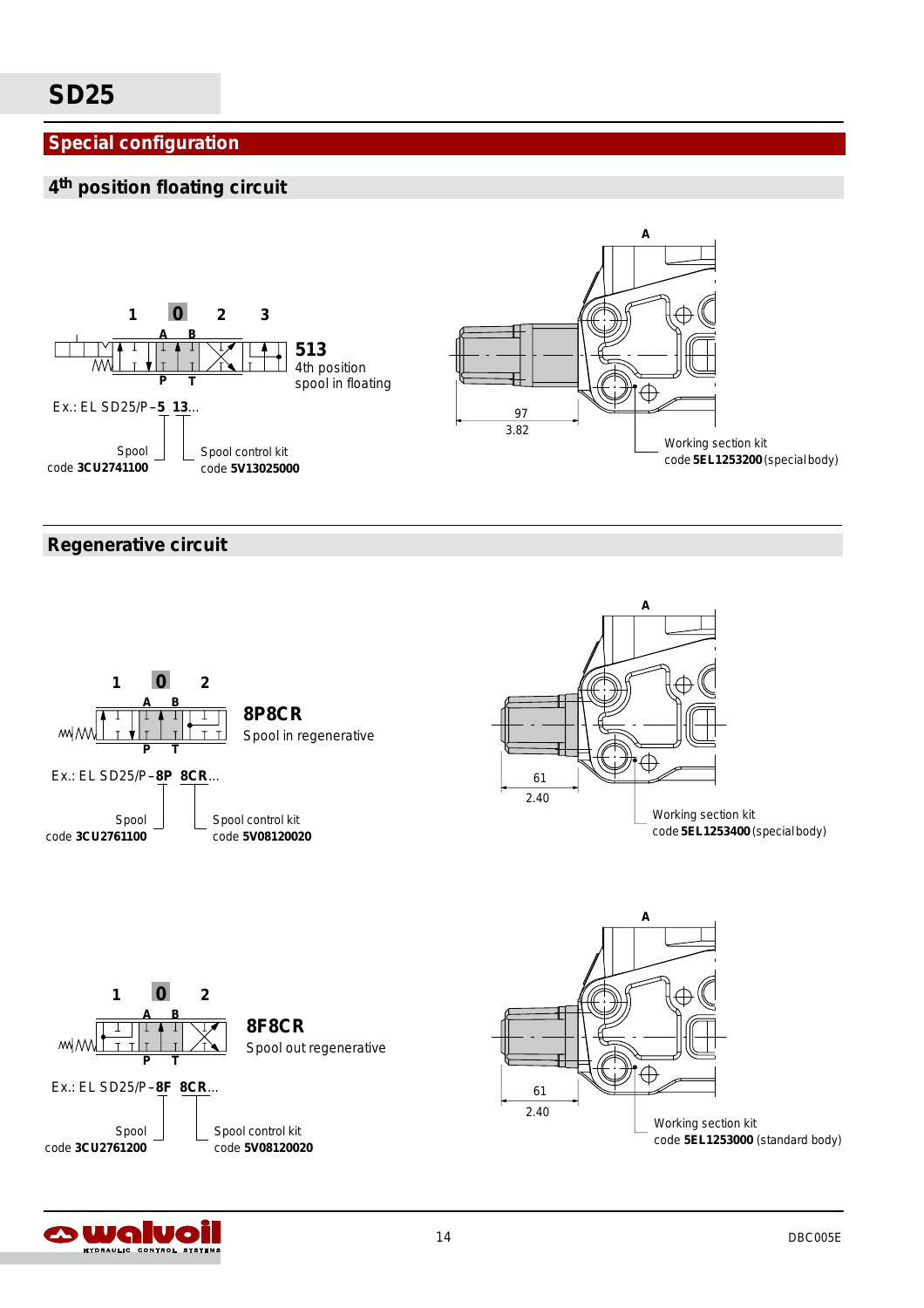# SD25

## Special configuration

### 4th position floating circuit

1 0 2 3

A B

P T

**513**
4th position
spool in floating

Ex.: EL SD25/P – **5 13**...

Spool
code **3CU2741100**

Spool control kit
code **5V13025000**

A

97
3.82

Working section kit
code **5EL1253200** (special body)

### Regenerative circuit

1 0 2

A B

P T

**8P8CR**
Spool in regenerative

Ex.: EL SD25/P – **8P 8CR**...

Spool
code **3CU2761100**

Spool control kit
code **5V08120020**

A

61
2.40

Working section kit
code **5EL1253400** (special body)

1 0 2

A B

P T

**8F8CR**
Spool out regenerative

Ex.: EL SD25/P – **8F 8CR**...

Spool
code **3CU2761200**

Spool control kit
code **5V08120020**

A

61
2.40

Working section kit
code **5EL1253000** (standard body)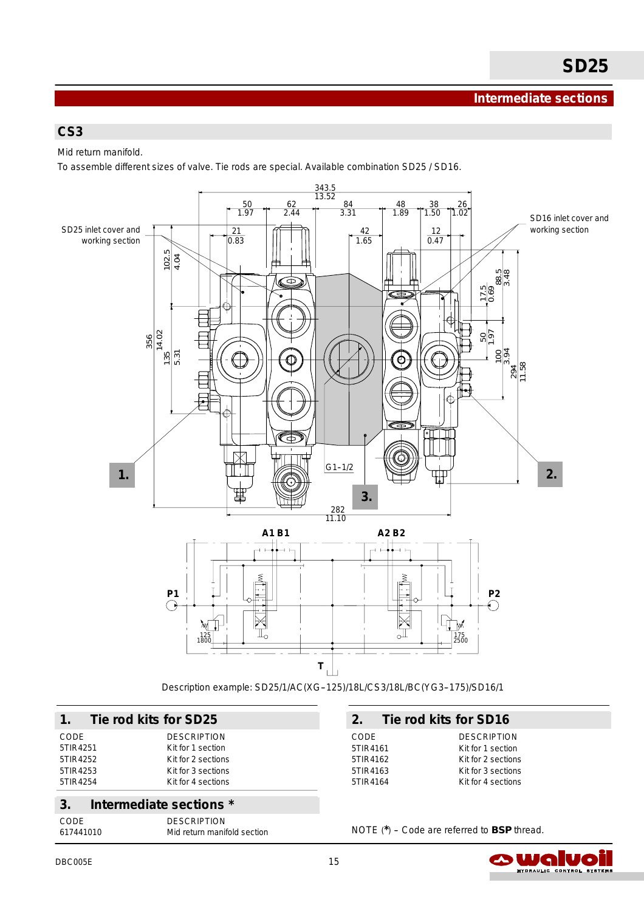# Intermediate sections

## CS3

Mid return manifold.

To assemble different sizes of valve. Tie rods are special. Available combination SD25 / SD16.

SD25 inlet cover and working section

SD16 inlet cover and working section

G 1-1/2

Description example: SD25/1/AC(XG–125)/18L/CS3/18L/BC(YG3–175)/SD16/1

### 1. Tie rod kits for SD25

| CODE | DESCRIPTION |
|---|---|
| 5TIR4251 | Kit for 1 section |
| 5TIR4252 | Kit for 2 sections |
| 5TIR4253 | Kit for 3 sections |
| 5TIR4254 | Kit for 4 sections |

### 2. Tie rod kits for SD16

| CODE | DESCRIPTION |
|---|---|
| 5TIR4161 | Kit for 1 section |
| 5TIR4162 | Kit for 2 sections |
| 5TIR4163 | Kit for 3 sections |
| 5TIR4164 | Kit for 4 sections |

### 3. Intermediate sections *

| CODE | DESCRIPTION |
|---|---|
| 617441010 | Mid return manifold section |

NOTE (*) – Code are referred to **BSP** thread.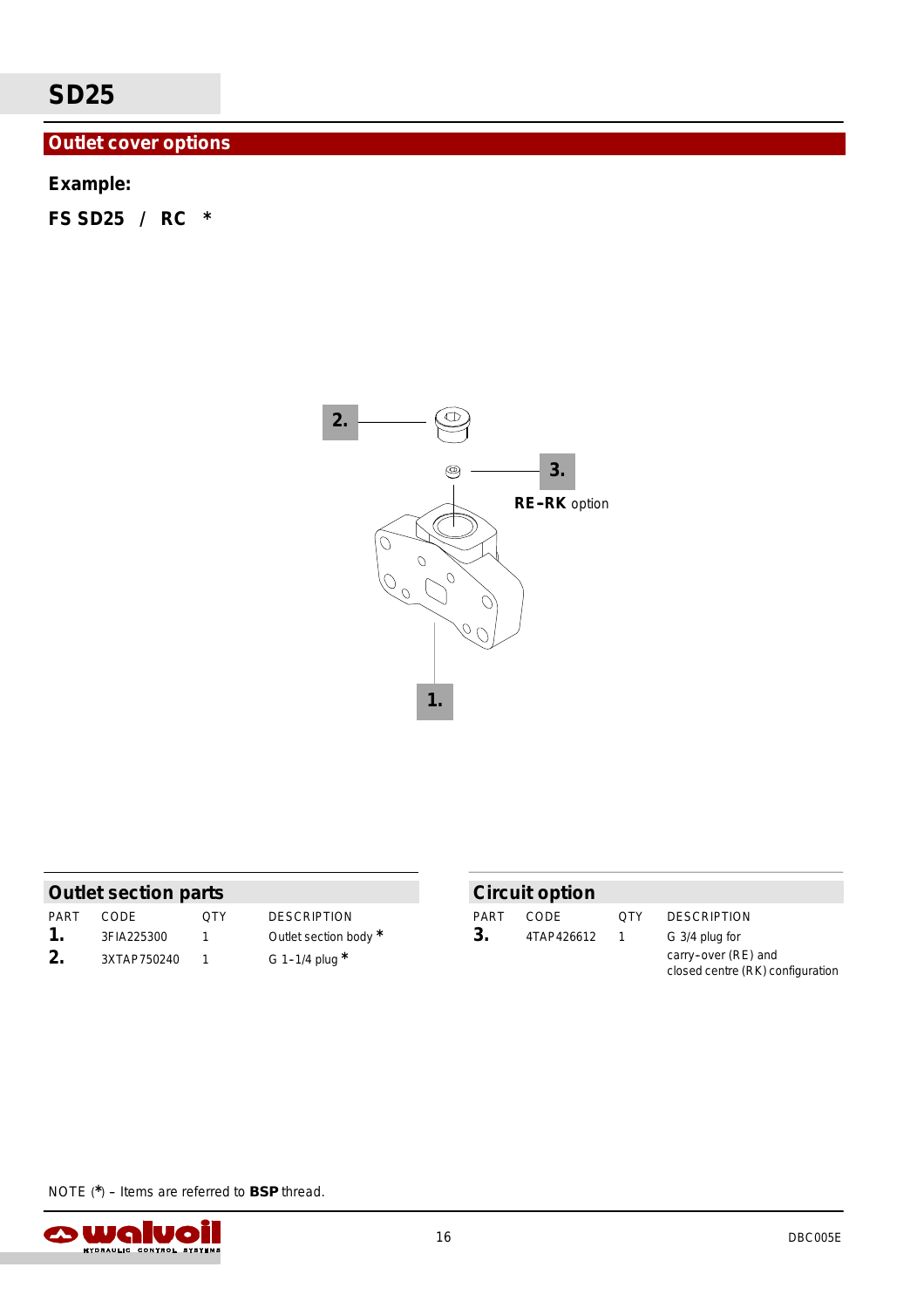# SD25

## Outlet cover options

**Example:**

**FS SD25 / RC ***

2.

3.

**RE–RK** option

1.

### Outlet section parts

| PART | CODE | QTY | DESCRIPTION |
|---|---|---|---|
| **1.** | 3FIA225300 | 1 | Outlet section body * |
| **2.** | 3XTAP750240 | 1 | G 1-1/4 plug * |

### Circuit option

| PART | CODE | QTY | DESCRIPTION |
|---|---|---|---|
| **3.** | 4TAP426612 | 1 | G 3/4 plug for carry-over (RE) and closed centre (RK) configuration |

NOTE (*) – Items are referred to **BSP** thread.

DBC005E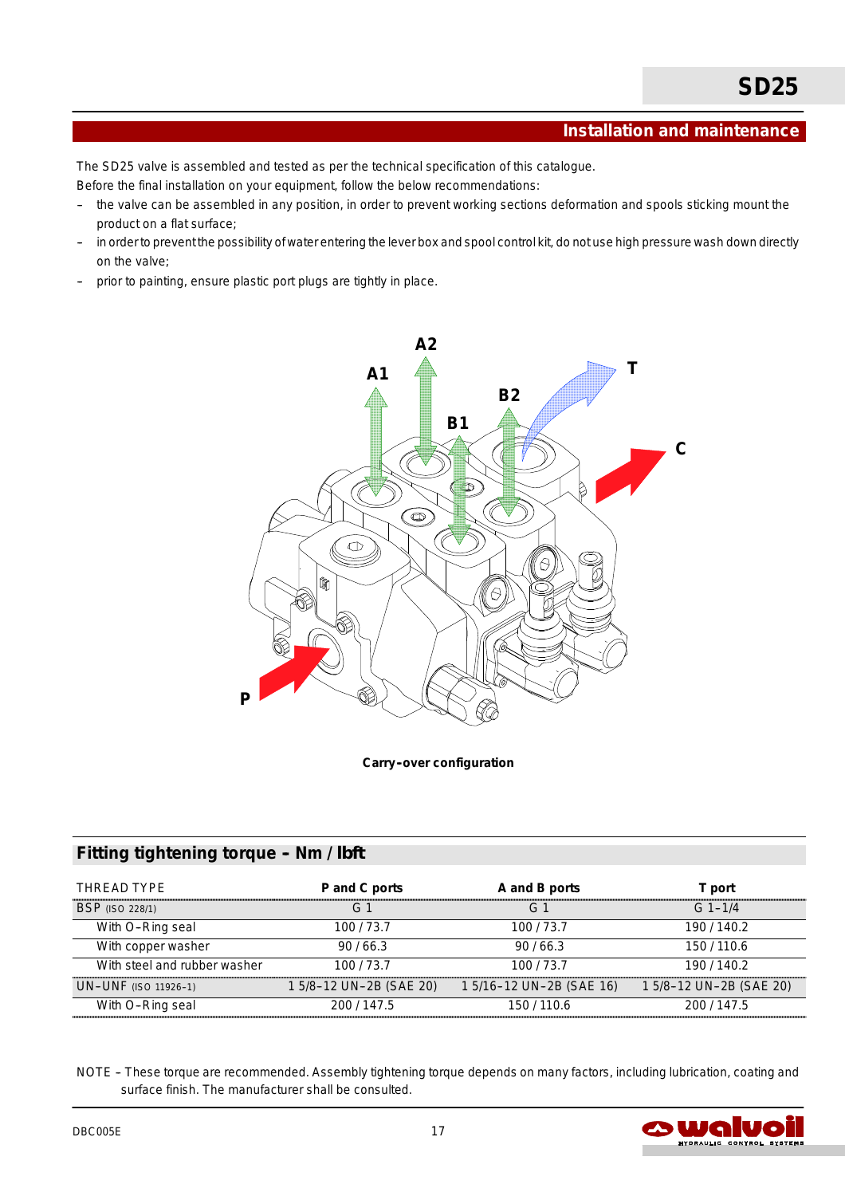## Installation and maintenance

The SD25 valve is assembled and tested as per the technical specification of this catalogue.
Before the final installation on your equipment, follow the below recommendations:

- the valve can be assembled in any position, in order to prevent working sections deformation and spools sticking mount the product on a flat surface;
- in order to prevent the possibility of water entering the lever box and spool control kit, do not use high pressure wash down directly on the valve;
- prior to painting, ensure plastic port plugs are tightly in place.

Carry-over configuration

## Fitting tightening torque – Nm / lbft

| THREAD TYPE | P and C ports | A and B ports | T port |
|---|---|---|---|
| BSP (ISO 228/1) | G 1 | G 1 | G 1-1/4 |
| With O-Ring seal | 100 / 73.7 | 100 / 73.7 | 190 / 140.2 |
| With copper washer | 90 / 66.3 | 90 / 66.3 | 150 / 110.6 |
| With steel and rubber washer | 100 / 73.7 | 100 / 73.7 | 190 / 140.2 |
| UN-UNF (ISO 11926-1) | 1 5/8-12 UN-2B (SAE 20) | 1 5/16-12 UN-2B (SAE 16) | 1 5/8-12 UN-2B (SAE 20) |
| With O-Ring seal | 200 / 147.5 | 150 / 110.6 | 200 / 147.5 |

NOTE – These torque are recommended. Assembly tightening torque depends on many factors, including lubrication, coating and surface finish. The manufacturer shall be consulted.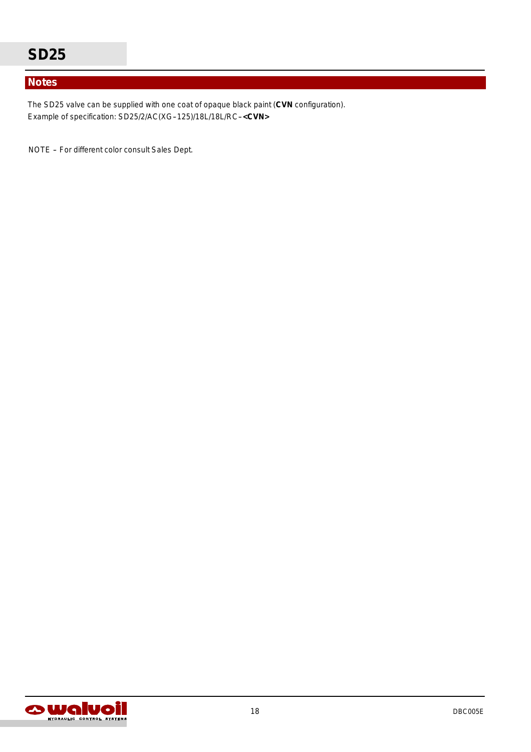## Notes

The SD25 valve can be supplied with one coat of opaque black paint (**CVN** configuration).
Example of specification: SD25/2/AC(XG–125)/18L/18L/RC–**<CVN>**

NOTE – For different color consult Sales Dept.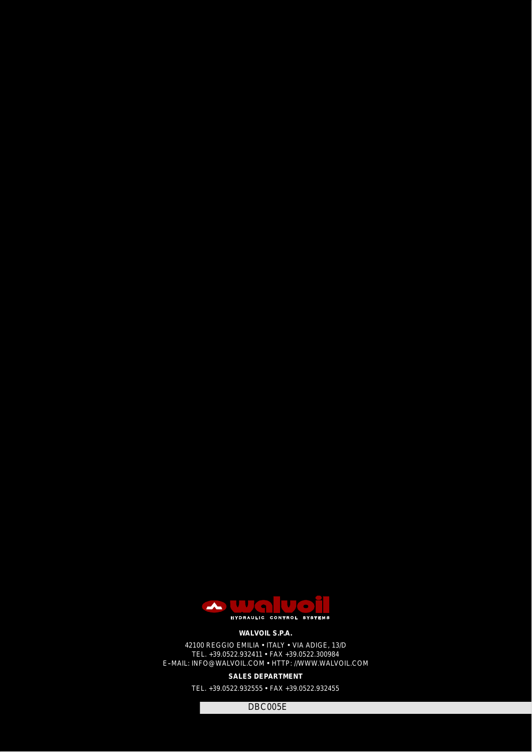walvoil

HYDRAULIC CONTROL SYSTEMS

**WALVOIL S.P.A.**

42100 REGGIO EMILIA • ITALY • VIA ADIGE, 13/D
TEL. +39.0522.932411 • FAX +39.0522.300984
E-MAIL: INFO@WALVOIL.COM • HTTP: //WWW.WALVOIL.COM

**SALES DEPARTMENT**

TEL. +39.0522.932555 • FAX +39.0522.932455

DBC005E